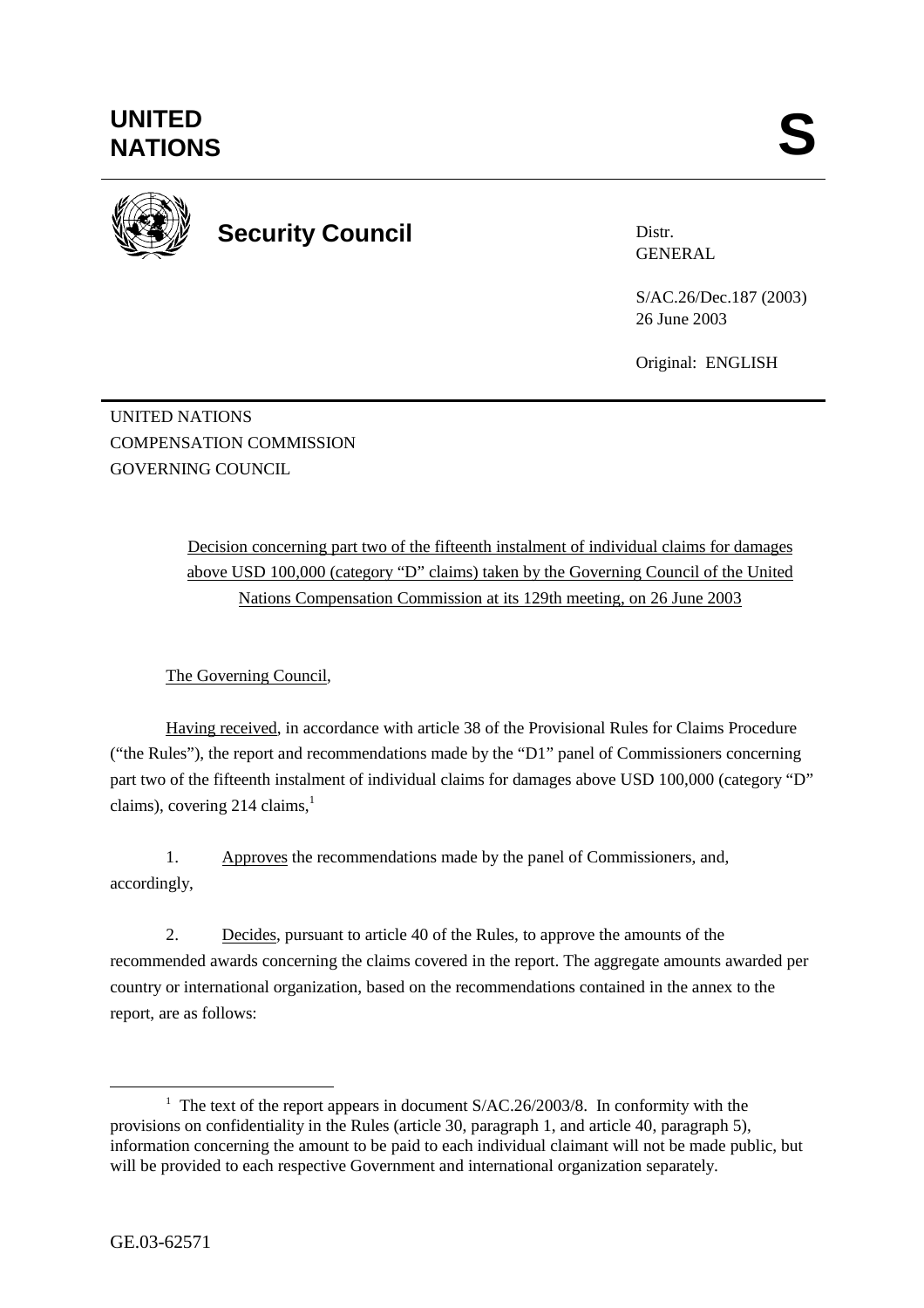**UNITED NATIONS** **S**

**Security Council**

Distr.
GENERAL

S/AC.26/Dec.187 (2003)
26 June 2003

Original: ENGLISH

UNITED NATIONS
COMPENSATION COMMISSION
GOVERNING COUNCIL

Decision concerning part two of the fifteenth instalment of individual claims for damages above USD 100,000 (category "D" claims) taken by the Governing Council of the United Nations Compensation Commission at its 129th meeting, on 26 June 2003

The Governing Council,

Having received, in accordance with article 38 of the Provisional Rules for Claims Procedure ("the Rules"), the report and recommendations made by the "D1" panel of Commissioners concerning part two of the fifteenth instalment of individual claims for damages above USD 100,000 (category "D" claims), covering 214 claims,[1]

1. Approves the recommendations made by the panel of Commissioners, and, accordingly,

2. Decides, pursuant to article 40 of the Rules, to approve the amounts of the recommended awards concerning the claims covered in the report. The aggregate amounts awarded per country or international organization, based on the recommendations contained in the annex to the report, are as follows:

---

[1] The text of the report appears in document S/AC.26/2003/8. In conformity with the provisions on confidentiality in the Rules (article 30, paragraph 1, and article 40, paragraph 5), information concerning the amount to be paid to each individual claimant will not be made public, but will be provided to each respective Government and international organization separately.

GE.03-62571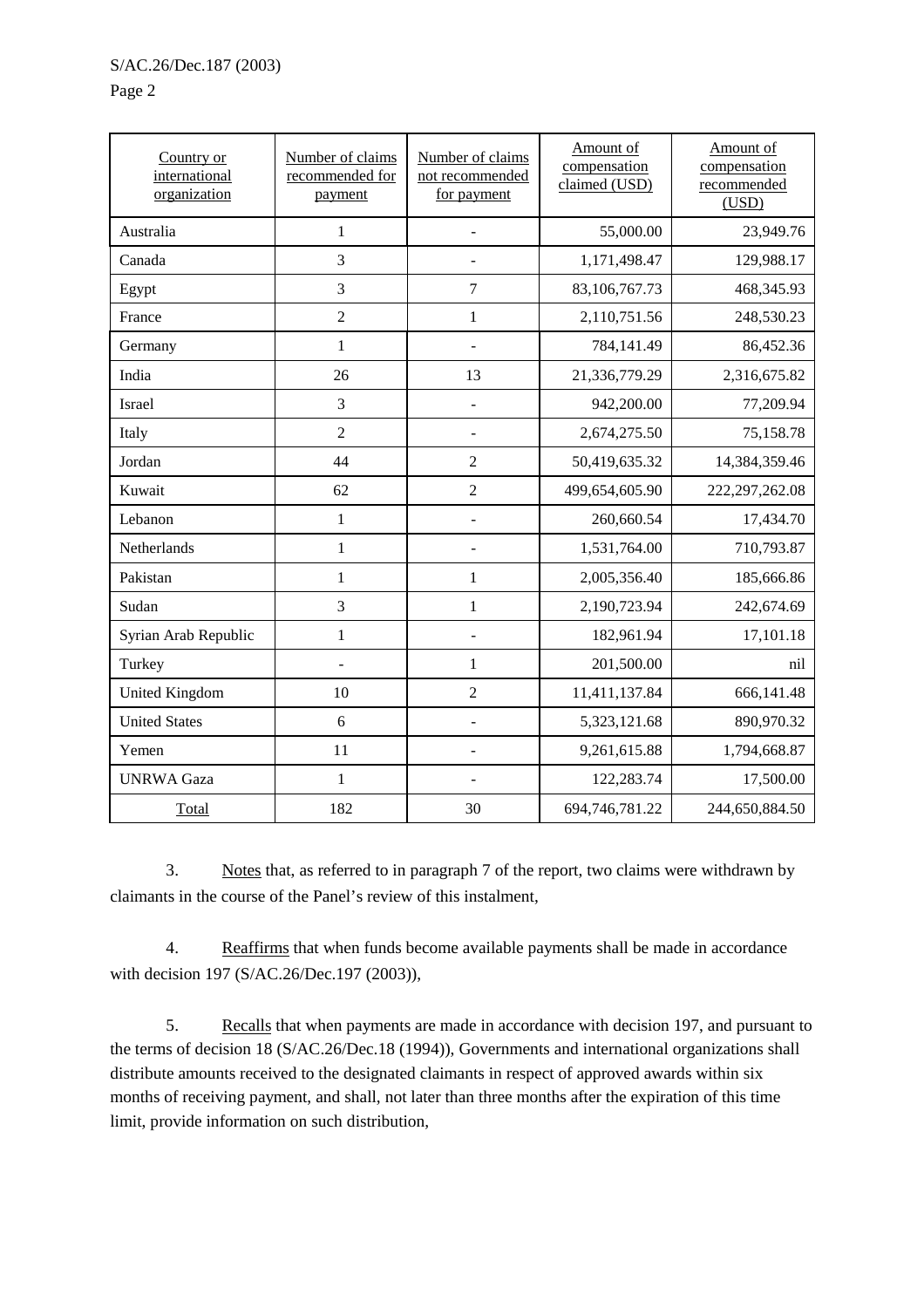| Country or international organization | Number of claims recommended for payment | Number of claims not recommended for payment | Amount of compensation claimed (USD) | Amount of compensation recommended (USD) |
|---|---|---|---|---|
| Australia | 1 | - | 55,000.00 | 23,949.76 |
| Canada | 3 | - | 1,171,498.47 | 129,988.17 |
| Egypt | 3 | 7 | 83,106,767.73 | 468,345.93 |
| France | 2 | 1 | 2,110,751.56 | 248,530.23 |
| Germany | 1 | - | 784,141.49 | 86,452.36 |
| India | 26 | 13 | 21,336,779.29 | 2,316,675.82 |
| Israel | 3 | - | 942,200.00 | 77,209.94 |
| Italy | 2 | - | 2,674,275.50 | 75,158.78 |
| Jordan | 44 | 2 | 50,419,635.32 | 14,384,359.46 |
| Kuwait | 62 | 2 | 499,654,605.90 | 222,297,262.08 |
| Lebanon | 1 | - | 260,660.54 | 17,434.70 |
| Netherlands | 1 | - | 1,531,764.00 | 710,793.87 |
| Pakistan | 1 | 1 | 2,005,356.40 | 185,666.86 |
| Sudan | 3 | 1 | 2,190,723.94 | 242,674.69 |
| Syrian Arab Republic | 1 | - | 182,961.94 | 17,101.18 |
| Turkey | - | 1 | 201,500.00 | nil |
| United Kingdom | 10 | 2 | 11,411,137.84 | 666,141.48 |
| United States | 6 | - | 5,323,121.68 | 890,970.32 |
| Yemen | 11 | - | 9,261,615.88 | 1,794,668.87 |
| UNRWA Gaza | 1 | - | 122,283.74 | 17,500.00 |
| Total | 182 | 30 | 694,746,781.22 | 244,650,884.50 |

3. Notes that, as referred to in paragraph 7 of the report, two claims were withdrawn by claimants in the course of the Panel's review of this instalment,

4. Reaffirms that when funds become available payments shall be made in accordance with decision 197 (S/AC.26/Dec.197 (2003)),

5. Recalls that when payments are made in accordance with decision 197, and pursuant to the terms of decision 18 (S/AC.26/Dec.18 (1994)), Governments and international organizations shall distribute amounts received to the designated claimants in respect of approved awards within six months of receiving payment, and shall, not later than three months after the expiration of this time limit, provide information on such distribution,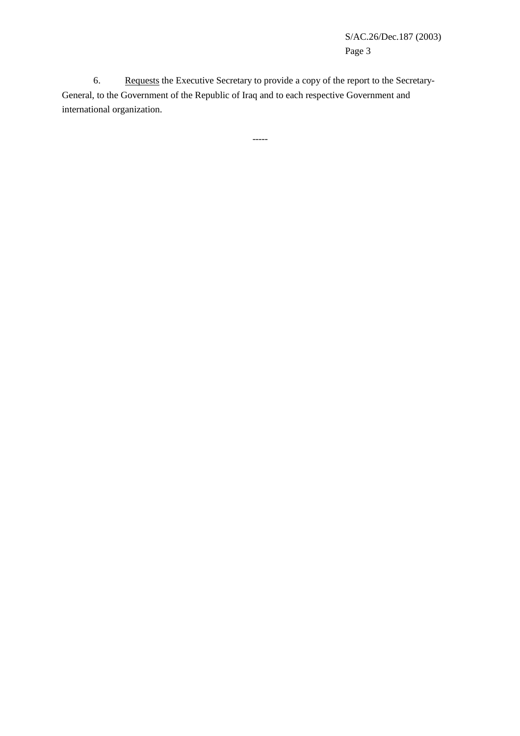6. Requests the Executive Secretary to provide a copy of the report to the Secretary-General, to the Government of the Republic of Iraq and to each respective Government and international organization.

-----